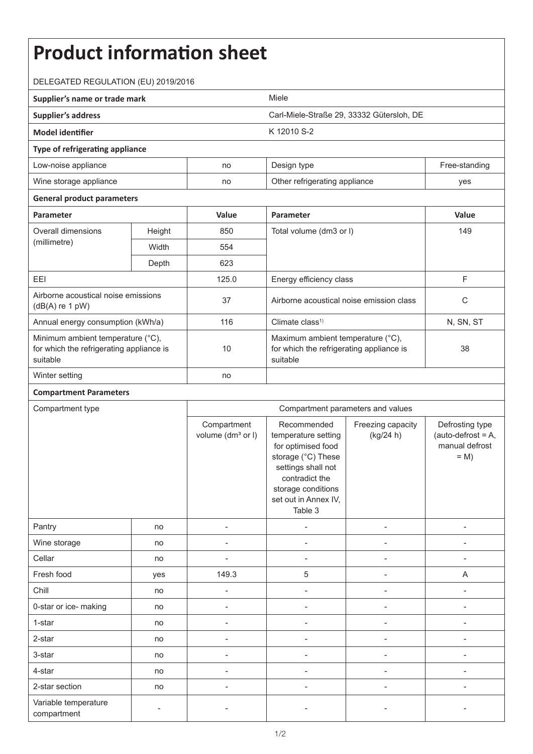# Product information sheet

DELEGATED REGULATION (EU) 2019/2016

| **Supplier's name or trade mark** | | Miele | | |
|---|---|---|---|---|
| **Supplier's address** | | Carl-Miele-Straße 29, 33332 Gütersloh, DE | | |
| **Model identifier** | | K 12010 S-2 | | |

**Type of refrigerating appliance**

| | | | |
|---|---|---|---|
| Low-noise appliance | no | Design type | Free-standing |
| Wine storage appliance | no | Other refrigerating appliance | yes |

**General product parameters**

| **Parameter** | | **Value** | **Parameter** | **Value** |
|---|---|---|---|---|
| Overall dimensions (millimetre) | Height | 850 | Total volume (dm3 or l) | 149 |
| | Width | 554 | | |
| | Depth | 623 | | |
| EEI | | 125.0 | Energy efficiency class | F |
| Airborne acoustical noise emissions (dB(A) re 1 pW) | | 37 | Airborne acoustical noise emission class | C |
| Annual energy consumption (kWh/a) | | 116 | Climate class[1)] | N, SN, ST |
| Minimum ambient temperature (°C), for which the refrigerating appliance is suitable | | 10 | Maximum ambient temperature (°C), for which the refrigerating appliance is suitable | 38 |
| Winter setting | | no | | |

**Compartment Parameters**

| Compartment type | | Compartment parameters and values | | | |
|---|---|---|---|---|---|
| | | Compartment volume (dm³ or l) | Recommended temperature setting for optimised food storage (°C) These settings shall not contradict the storage conditions set out in Annex IV, Table 3 | Freezing capacity (kg/24 h) | Defrosting type (auto-defrost = A, manual defrost = M) |
| Pantry | no | - | - | - | - |
| Wine storage | no | - | - | - | - |
| Cellar | no | - | - | - | - |
| Fresh food | yes | 149.3 | 5 | - | A |
| Chill | no | - | - | - | - |
| 0-star or ice- making | no | - | - | - | - |
| 1-star | no | - | - | - | - |
| 2-star | no | - | - | - | - |
| 3-star | no | - | - | - | - |
| 4-star | no | - | - | - | - |
| 2-star section | no | - | - | - | - |
| Variable temperature compartment | - | - | - | - | - |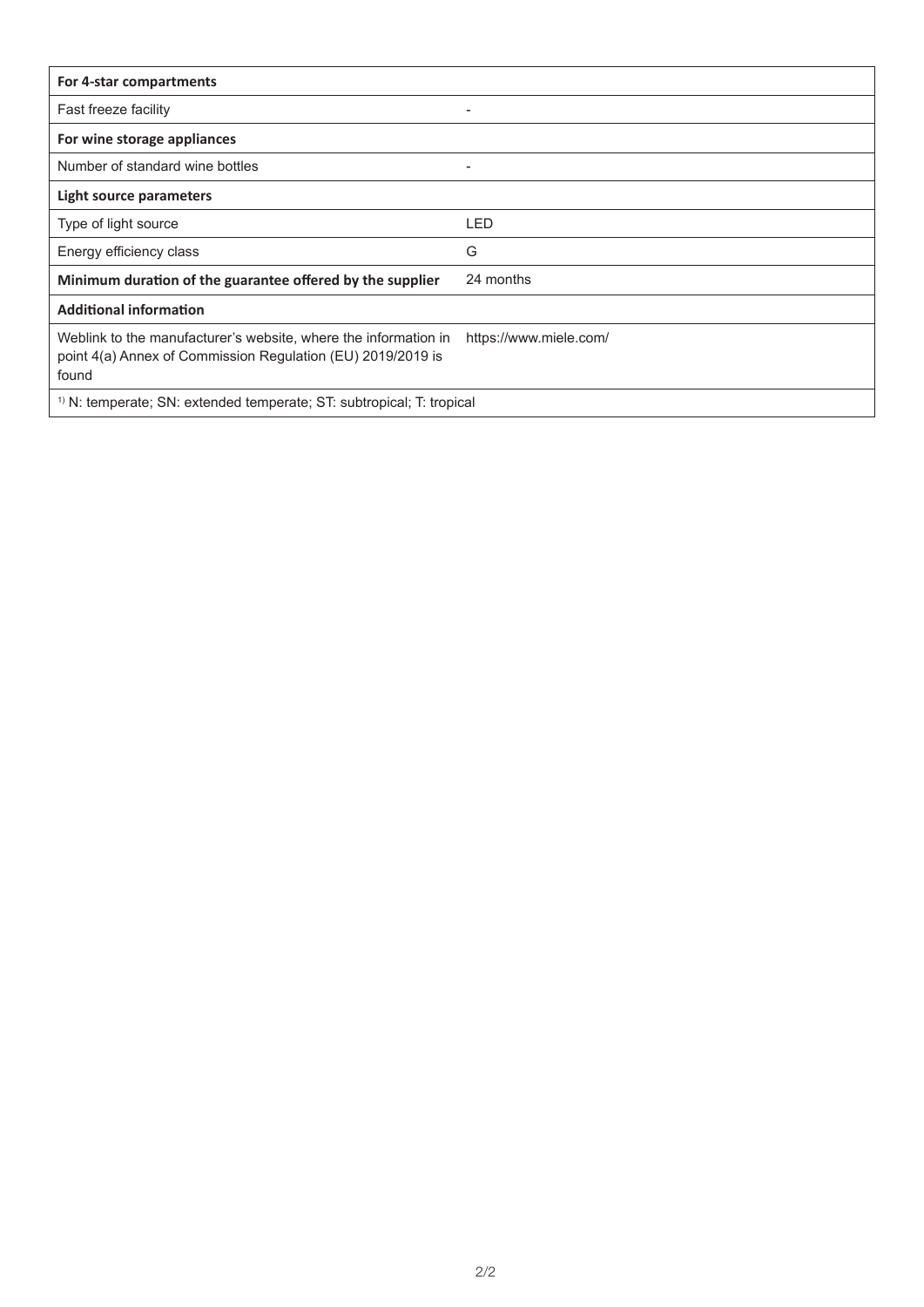| | |
|---|---|
| **For 4-star compartments** | |
| Fast freeze facility | - |
| **For wine storage appliances** | |
| Number of standard wine bottles | - |
| **Light source parameters** | |
| Type of light source | LED |
| Energy efficiency class | G |
| **Minimum duration of the guarantee offered by the supplier** | 24 months |
| **Additional information** | |
| Weblink to the manufacturer's website, where the information in point 4(a) Annex of Commission Regulation (EU) 2019/2019 is found | https://www.miele.com/ |
| [1)] N: temperate; SN: extended temperate; ST: subtropical; T: tropical | |